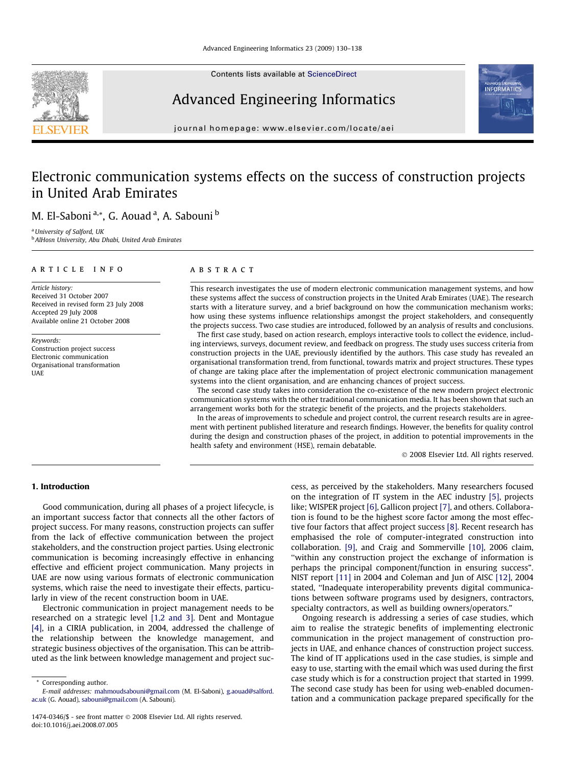# Electronic communication systems effects on the success of construction projects in United Arab Emirates

M. El-Saboni [a,*], G. Aouad [a], A. Sabouni [b]

[a] University of Salford, UK
[b] AlHosn University, Abu Dhabi, United Arab Emirates

**ARTICLE INFO**

*Article history:*
Received 31 October 2007
Received in revised form 23 July 2008
Accepted 29 July 2008
Available online 21 October 2008

*Keywords:*
Construction project success
Electronic communication
Organisational transformation
UAE

**ABSTRACT**

This research investigates the use of modern electronic communication management systems, and how these systems affect the success of construction projects in the United Arab Emirates (UAE). The research starts with a literature survey, and a brief background on how the communication mechanism works; how using these systems influence relationships amongst the project stakeholders, and consequently the projects success. Two case studies are introduced, followed by an analysis of results and conclusions.

The first case study, based on action research, employs interactive tools to collect the evidence, including interviews, surveys, document review, and feedback on progress. The study uses success criteria from construction projects in the UAE, previously identified by the authors. This case study has revealed an organisational transformation trend, from functional, towards matrix and project structures. These types of change are taking place after the implementation of project electronic communication management systems into the client organisation, and are enhancing chances of project success.

The second case study takes into consideration the co-existence of the new modern project electronic communication systems with the other traditional communication media. It has been shown that such an arrangement works both for the strategic benefit of the projects, and the projects stakeholders.

In the areas of improvements to schedule and project control, the current research results are in agreement with pertinent published literature and research findings. However, the benefits for quality control during the design and construction phases of the project, in addition to potential improvements in the health safety and environment (HSE), remain debatable.

© 2008 Elsevier Ltd. All rights reserved.

## 1. Introduction

Good communication, during all phases of a project lifecycle, is an important success factor that connects all the other factors of project success. For many reasons, construction projects can suffer from the lack of effective communication between the project stakeholders, and the construction project parties. Using electronic communication is becoming increasingly effective in enhancing effective and efficient project communication. Many projects in UAE are now using various formats of electronic communication systems, which raise the need to investigate their effects, particularly in view of the recent construction boom in UAE.

Electronic communication in project management needs to be researched on a strategic level [1,2 and 3]. Dent and Montague [4], in a CIRIA publication, in 2004, addressed the challenge of the relationship between the knowledge management, and strategic business objectives of the organisation. This can be attributed as the link between knowledge management and project success, as perceived by the stakeholders. Many researchers focused on the integration of IT system in the AEC industry [5], projects like; WISPER project [6], Gallicon project [7], and others. Collaboration is found to be the highest score factor among the most effective four factors that affect project success [8]. Recent research has emphasised the role of computer-integrated construction into collaboration. [9], and Craig and Sommerville [10], 2006 claim, "within any construction project the exchange of information is perhaps the principal component/function in ensuring success". NIST report [11] in 2004 and Coleman and Jun of AISC [12], 2004 stated, "Inadequate interoperability prevents digital communications between software programs used by designers, contractors, specialty contractors, as well as building owners/operators."

Ongoing research is addressing a series of case studies, which aim to realise the strategic benefits of implementing electronic communication in the project management of construction projects in UAE, and enhance chances of construction project success. The kind of IT applications used in the case studies, is simple and easy to use, starting with the email which was used during the first case study which is for a construction project that started in 1999. The second case study has been for using web-enabled documentation and a communication package prepared specifically for the

\* Corresponding author.
*E-mail addresses:* mahmoudsabouni@gmail.com (M. El-Saboni), g.aouad@salford.ac.uk (G. Aouad), sabouni@gmail.com (A. Sabouni).

1474-0346/$ - see front matter © 2008 Elsevier Ltd. All rights reserved.
doi:10.1016/j.aei.2008.07.005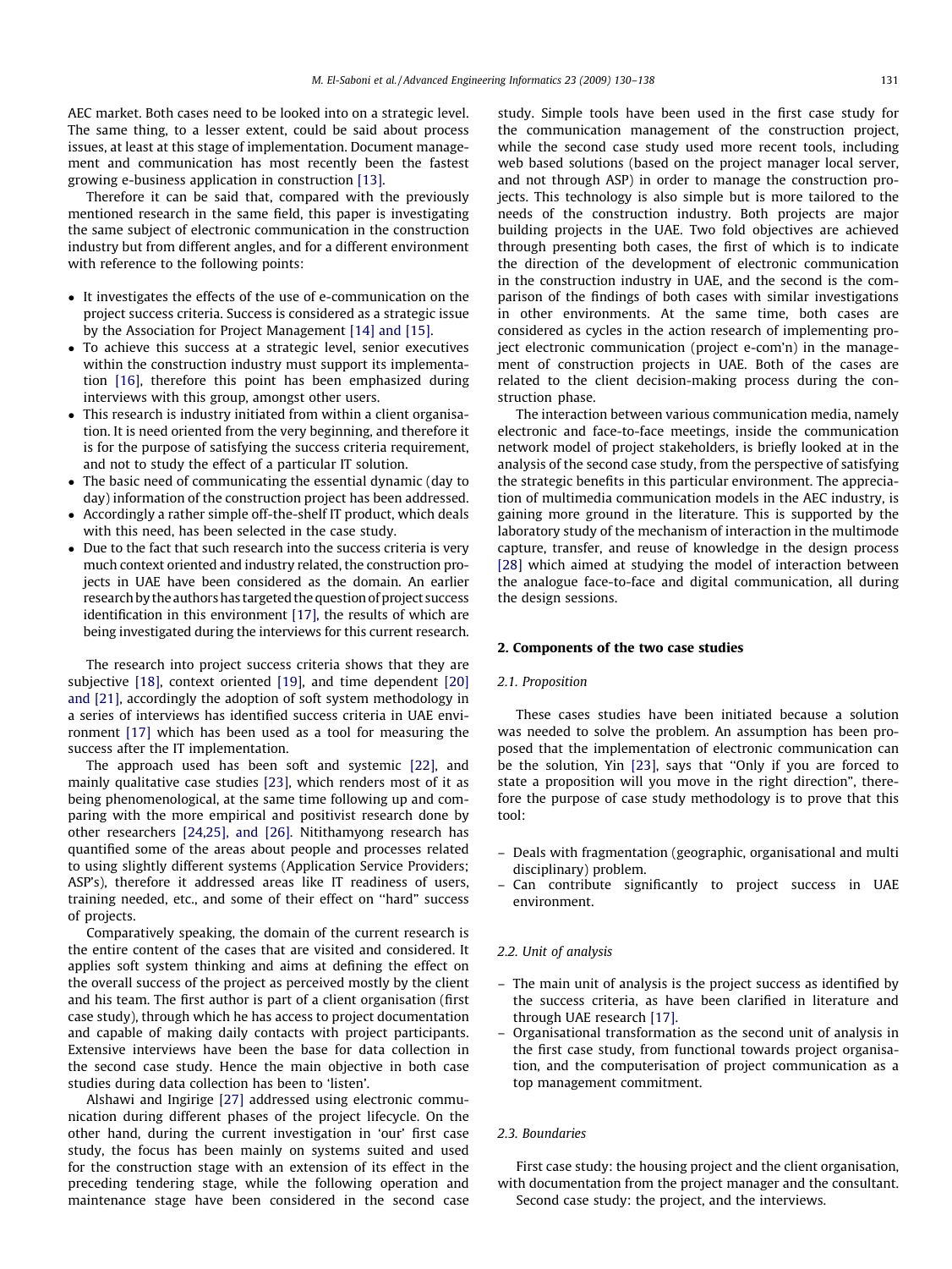AEC market. Both cases need to be looked into on a strategic level. The same thing, to a lesser extent, could be said about process issues, at least at this stage of implementation. Document management and communication has most recently been the fastest growing e-business application in construction [13].

Therefore it can be said that, compared with the previously mentioned research in the same field, this paper is investigating the same subject of electronic communication in the construction industry but from different angles, and for a different environment with reference to the following points:

- It investigates the effects of the use of e-communication on the project success criteria. Success is considered as a strategic issue by the Association for Project Management [14] and [15].
- To achieve this success at a strategic level, senior executives within the construction industry must support its implementation [16], therefore this point has been emphasized during interviews with this group, amongst other users.
- This research is industry initiated from within a client organisation. It is need oriented from the very beginning, and therefore it is for the purpose of satisfying the success criteria requirement, and not to study the effect of a particular IT solution.
- The basic need of communicating the essential dynamic (day to day) information of the construction project has been addressed.
- Accordingly a rather simple off-the-shelf IT product, which deals with this need, has been selected in the case study.
- Due to the fact that such research into the success criteria is very much context oriented and industry related, the construction projects in UAE have been considered as the domain. An earlier research by the authors has targeted the question of project success identification in this environment [17], the results of which are being investigated during the interviews for this current research.

The research into project success criteria shows that they are subjective [18], context oriented [19], and time dependent [20] and [21], accordingly the adoption of soft system methodology in a series of interviews has identified success criteria in UAE environment [17] which has been used as a tool for measuring the success after the IT implementation.

The approach used has been soft and systemic [22], and mainly qualitative case studies [23], which renders most of it as being phenomenological, at the same time following up and comparing with the more empirical and positivist research done by other researchers [24,25], and [26]. Nitithamyong research has quantified some of the areas about people and processes related to using slightly different systems (Application Service Providers; ASP's), therefore it addressed areas like IT readiness of users, training needed, etc., and some of their effect on "hard" success of projects.

Comparatively speaking, the domain of the current research is the entire content of the cases that are visited and considered. It applies soft system thinking and aims at defining the effect on the overall success of the project as perceived mostly by the client and his team. The first author is part of a client organisation (first case study), through which he has access to project documentation and capable of making daily contacts with project participants. Extensive interviews have been the base for data collection in the second case study. Hence the main objective in both case studies during data collection has been to 'listen'.

Alshawi and Ingirige [27] addressed using electronic communication during different phases of the project lifecycle. On the other hand, during the current investigation in 'our' first case study, the focus has been mainly on systems suited and used for the construction stage with an extension of its effect in the preceding tendering stage, while the following operation and maintenance stage have been considered in the second case study. Simple tools have been used in the first case study for the communication management of the construction project, while the second case study used more recent tools, including web based solutions (based on the project manager local server, and not through ASP) in order to manage the construction projects. This technology is also simple but is more tailored to the needs of the construction industry. Both projects are major building projects in the UAE. Two fold objectives are achieved through presenting both cases, the first of which is to indicate the direction of the development of electronic communication in the construction industry in UAE, and the second is the comparison of the findings of both cases with similar investigations in other environments. At the same time, both cases are considered as cycles in the action research of implementing project electronic communication (project e-com'n) in the management of construction projects in UAE. Both of the cases are related to the client decision-making process during the construction phase.

The interaction between various communication media, namely electronic and face-to-face meetings, inside the communication network model of project stakeholders, is briefly looked at in the analysis of the second case study, from the perspective of satisfying the strategic benefits in this particular environment. The appreciation of multimedia communication models in the AEC industry, is gaining more ground in the literature. This is supported by the laboratory study of the mechanism of interaction in the multimode capture, transfer, and reuse of knowledge in the design process [28] which aimed at studying the model of interaction between the analogue face-to-face and digital communication, all during the design sessions.

## 2. Components of the two case studies

### 2.1. Proposition

These cases studies have been initiated because a solution was needed to solve the problem. An assumption has been proposed that the implementation of electronic communication can be the solution, Yin [23], says that "Only if you are forced to state a proposition will you move in the right direction", therefore the purpose of case study methodology is to prove that this tool:

- Deals with fragmentation (geographic, organisational and multi disciplinary) problem.
- Can contribute significantly to project success in UAE environment.

### 2.2. Unit of analysis

- The main unit of analysis is the project success as identified by the success criteria, as have been clarified in literature and through UAE research [17].
- Organisational transformation as the second unit of analysis in the first case study, from functional towards project organisation, and the computerisation of project communication as a top management commitment.

### 2.3. Boundaries

First case study: the housing project and the client organisation, with documentation from the project manager and the consultant.

Second case study: the project, and the interviews.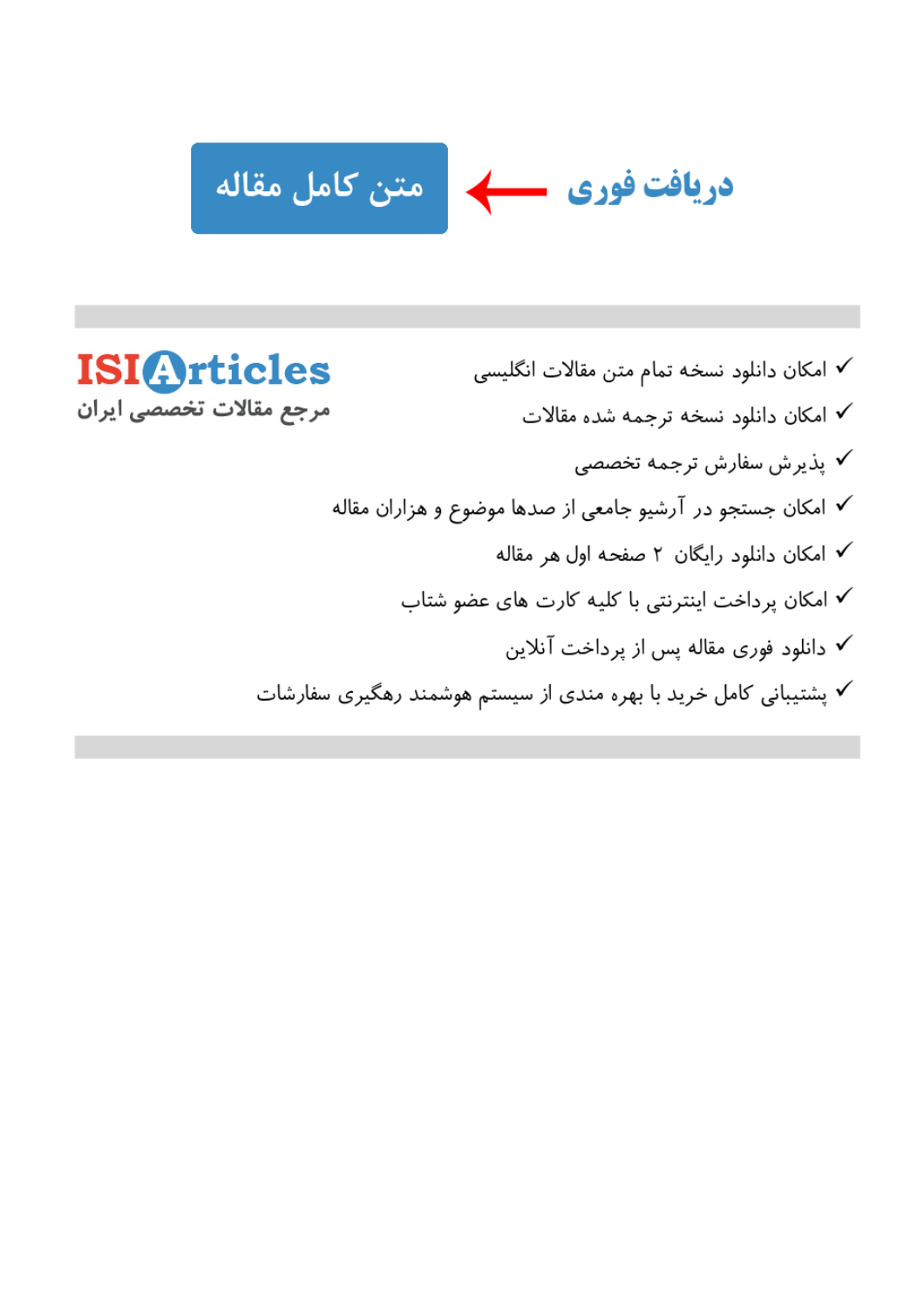دریافت فوری ← **متن کامل مقاله**

**ISIArticles**
مرجع مقالات تخصصی ایران

- ✓ امکان دانلود نسخه تمام متن مقالات انگلیسی
- ✓ امکان دانلود نسخه ترجمه شده مقالات
- ✓ پذیرش سفارش ترجمه تخصصی
- ✓ امکان جستجو در آرشیو جامعی از صدها موضوع و هزاران مقاله
- ✓ امکان دانلود رایگان ۲ صفحه اول هر مقاله
- ✓ امکان پرداخت اینترنتی با کلیه کارت های عضو شتاب
- ✓ دانلود فوری مقاله پس از پرداخت آنلاین
- ✓ پشتیبانی کامل خرید با بهره مندی از سیستم هوشمند رهگیری سفارشات